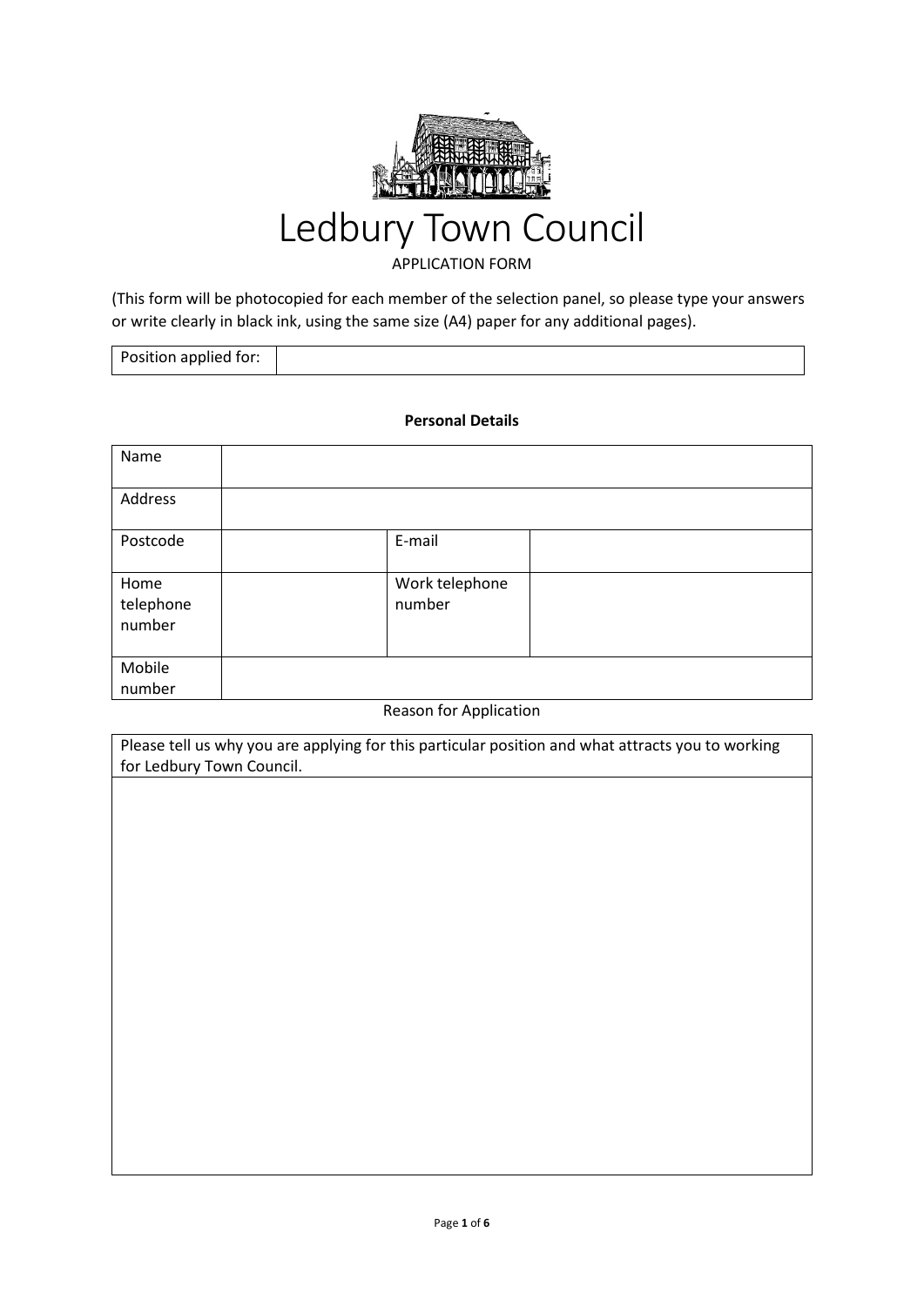# Ledbury Town Council

APPLICATION FORM

(This form will be photocopied for each member of the selection panel, so please type your answers or write clearly in black ink, using the same size (A4) paper for any additional pages).

| Position applied for: | |
|---|---|

**Personal Details**

| Name | | | |
|---|---|---|---|
| Address | | | |
| Postcode | | E-mail | |
| Home telephone number | | Work telephone number | |
| Mobile number | | | |

Reason for Application

| Please tell us why you are applying for this particular position and what attracts you to working for Ledbury Town Council. |
|---|
| |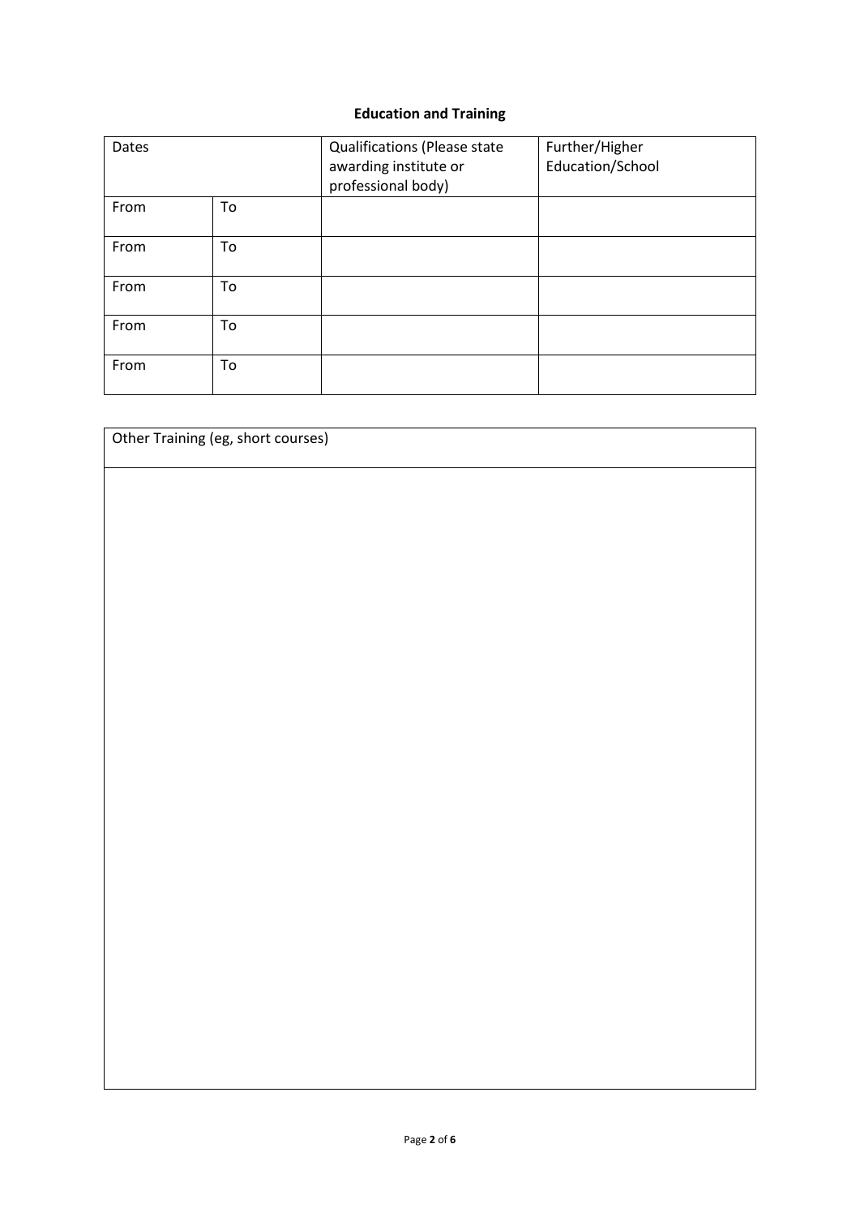## Education and Training

| Dates | | Qualifications (Please state awarding institute or professional body) | Further/Higher Education/School |
|---|---|---|---|
| From | To | | |
| From | To | | |
| From | To | | |
| From | To | | |
| From | To | | |

| Other Training (eg, short courses) |
|---|
| |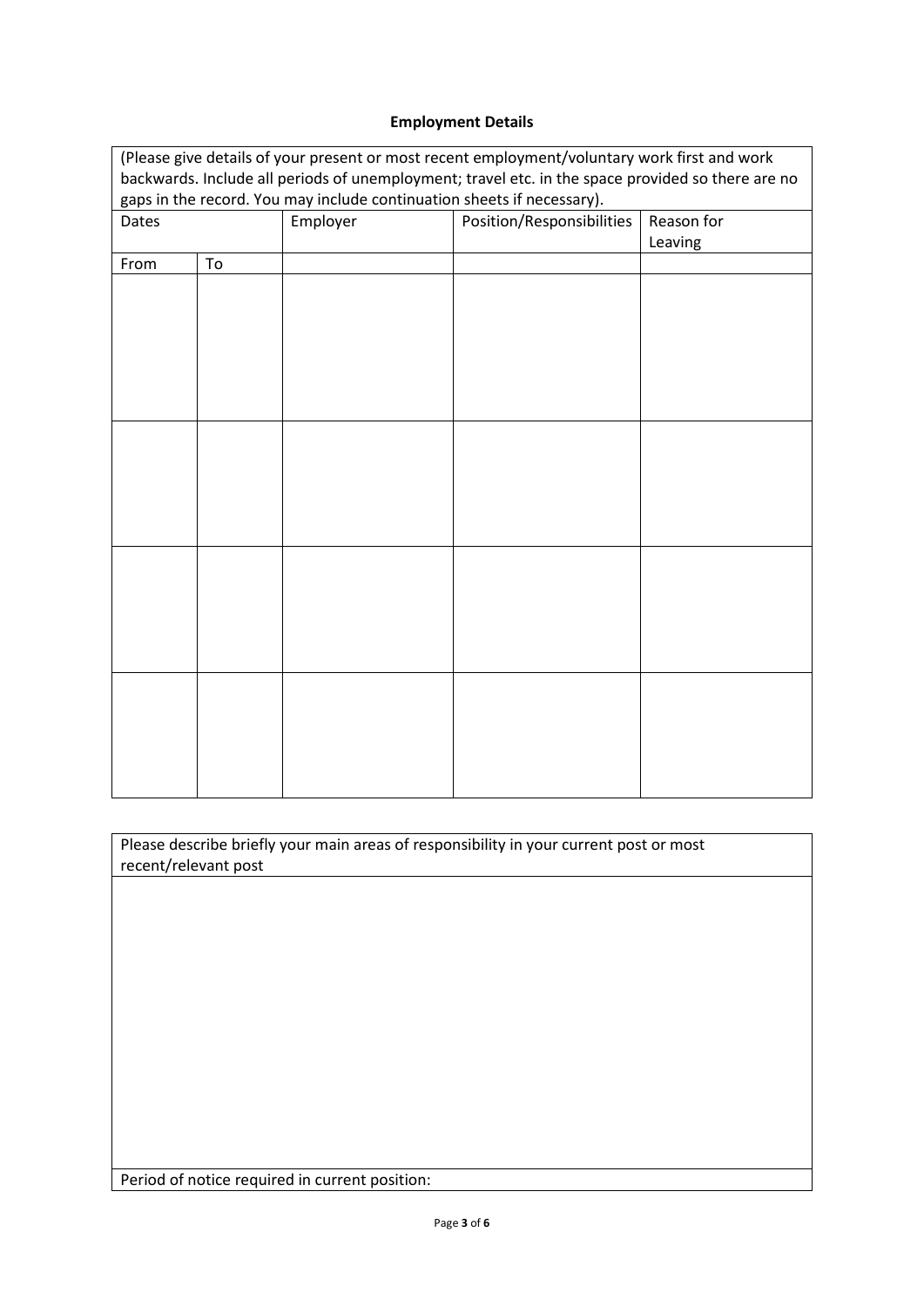## Employment Details

(Please give details of your present or most recent employment/voluntary work first and work backwards. Include all periods of unemployment; travel etc. in the space provided so there are no gaps in the record. You may include continuation sheets if necessary).

| Dates | | Employer | Position/Responsibilities | Reason for Leaving |
|---|---|---|---|---|
| From | To | | | |
| | | | | |
| | | | | |
| | | | | |
| | | | | |

| Please describe briefly your main areas of responsibility in your current post or most recent/relevant post |
|---|
| |
| Period of notice required in current position: |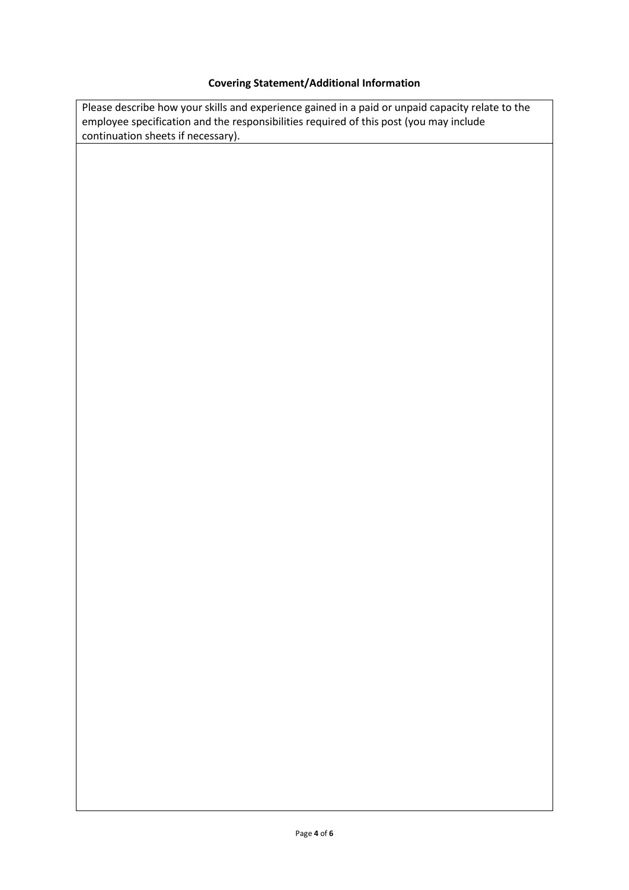**Covering Statement/Additional Information**

| Please describe how your skills and experience gained in a paid or unpaid capacity relate to the employee specification and the responsibilities required of this post (you may include continuation sheets if necessary). |
| --- |
| |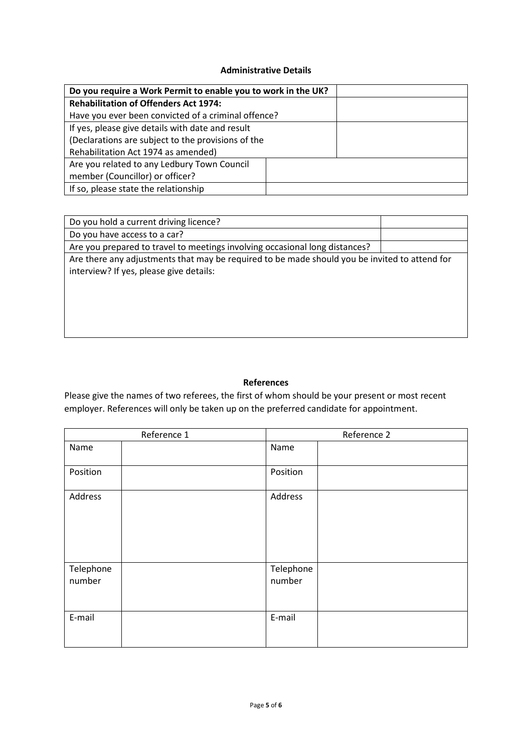### Administrative Details

| **Do you require a Work Permit to enable you to work in the UK?** | |
|---|---|
| **Rehabilitation of Offenders Act 1974:** Have you ever been convicted of a criminal offence? | |
| If yes, please give details with date and result (Declarations are subject to the provisions of the Rehabilitation Act 1974 as amended) | |
| Are you related to any Ledbury Town Council member (Councillor) or officer? | |
| If so, please state the relationship | |

| Do you hold a current driving licence? | |
|---|---|
| Do you have access to a car? | |
| Are you prepared to travel to meetings involving occasional long distances? | |
| Are there any adjustments that may be required to be made should you be invited to attend for interview? If yes, please give details: | |

### References

Please give the names of two referees, the first of whom should be your present or most recent employer. References will only be taken up on the preferred candidate for appointment.

| Reference 1 | | Reference 2 | |
|---|---|---|---|
| Name | | Name | |
| Position | | Position | |
| Address | | Address | |
| Telephone number | | Telephone number | |
| E-mail | | E-mail | |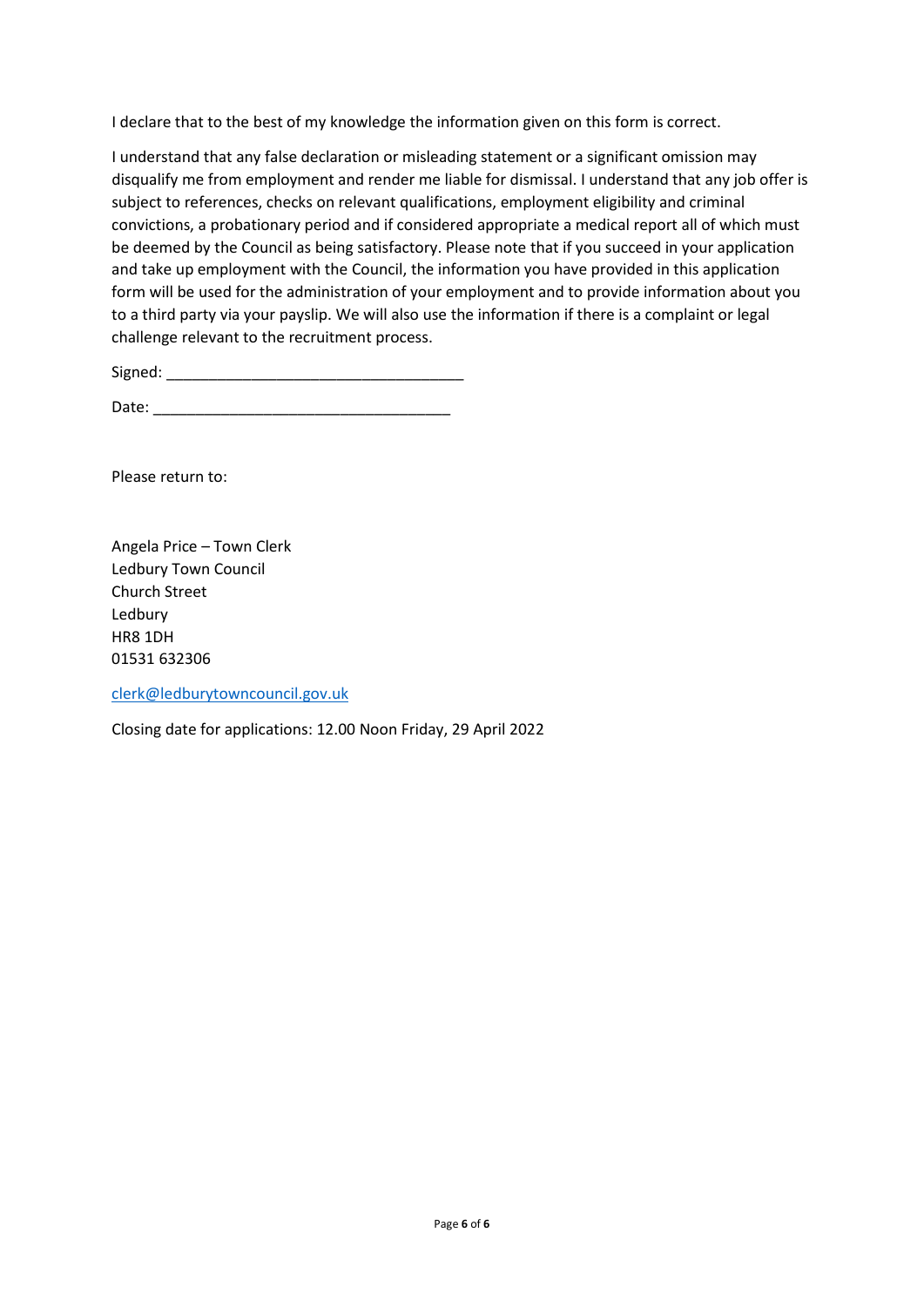I declare that to the best of my knowledge the information given on this form is correct.

I understand that any false declaration or misleading statement or a significant omission may disqualify me from employment and render me liable for dismissal. I understand that any job offer is subject to references, checks on relevant qualifications, employment eligibility and criminal convictions, a probationary period and if considered appropriate a medical report all of which must be deemed by the Council as being satisfactory. Please note that if you succeed in your application and take up employment with the Council, the information you have provided in this application form will be used for the administration of your employment and to provide information about you to a third party via your payslip. We will also use the information if there is a complaint or legal challenge relevant to the recruitment process.

Signed: ___________________________________

Date: ___________________________________

Please return to:

Angela Price – Town Clerk
Ledbury Town Council
Church Street
Ledbury
HR8 1DH
01531 632306

clerk@ledburytowncouncil.gov.uk

Closing date for applications: 12.00 Noon Friday, 29 April 2022